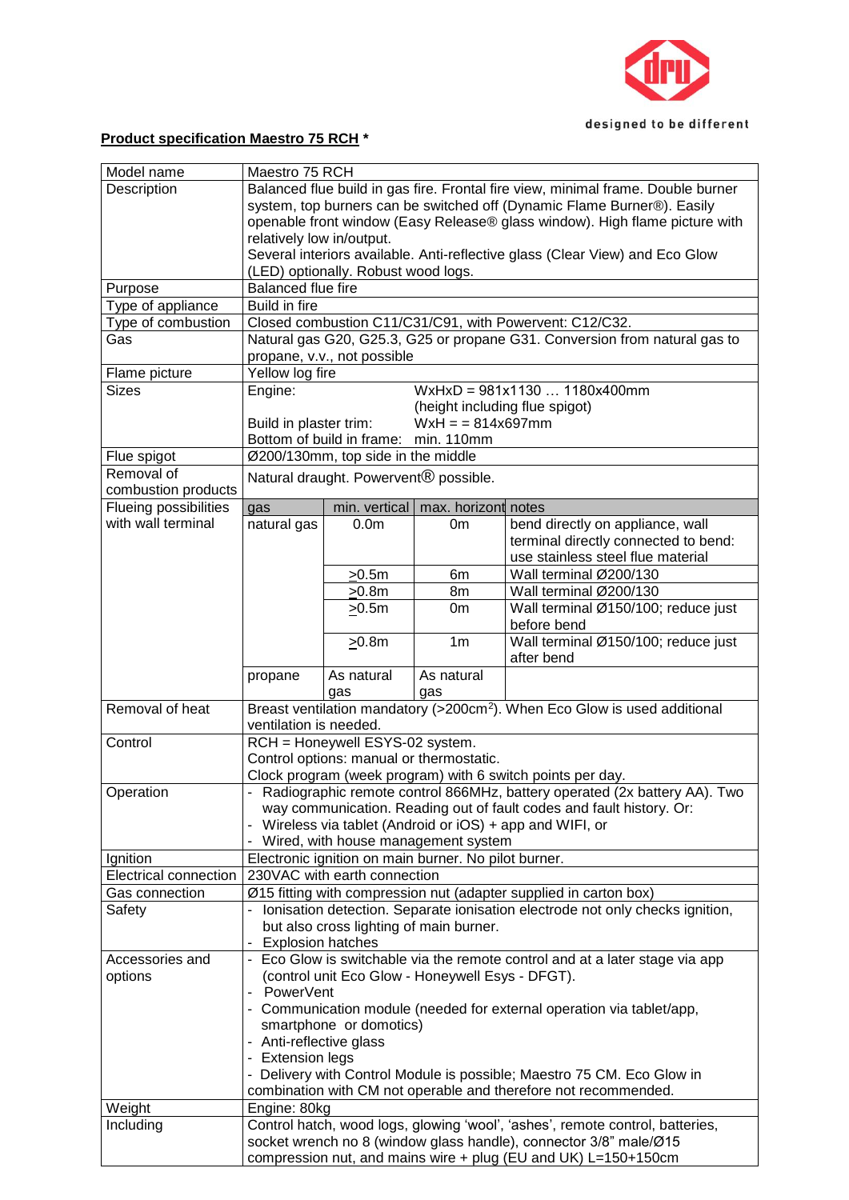designed to be different

**Product specification Maestro 75 RCH** *

| Model name | Maestro 75 RCH | | | |
|---|---|---|---|---|
| Description | Balanced flue build in gas fire. Frontal fire view, minimal frame. Double burner system, top burners can be switched off (Dynamic Flame Burner®). Easily openable front window (Easy Release® glass window). High flame picture with relatively low in/output. Several interiors available. Anti-reflective glass (Clear View) and Eco Glow (LED) optionally. Robust wood logs. | | | |
| Purpose | Balanced flue fire | | | |
| Type of appliance | Build in fire | | | |
| Type of combustion | Closed combustion C11/C31/C91, with Powervent: C12/C32. | | | |
| Gas | Natural gas G20, G25.3, G25 or propane G31. Conversion from natural gas to propane, v.v., not possible | | | |
| Flame picture | Yellow log fire | | | |
| Sizes | Engine: WxHxD = 981x1130 … 1180x400mm (height including flue spigot)<br>Build in plaster trim: WxH = = 814x697mm<br>Bottom of build in frame: min. 110mm | | | |
| Flue spigot | Ø200/130mm, top side in the middle | | | |
| Removal of combustion products | Natural draught. Powervent® possible. | | | |
| Flueing possibilities with wall terminal | gas | min. vertical | max. horizont | notes |
| | natural gas | 0.0m | 0m | bend directly on appliance, wall terminal directly connected to bend: use stainless steel flue material |
| | | ≥0.5m | 6m | Wall terminal Ø200/130 |
| | | ≥0.8m | 8m | Wall terminal Ø200/130 |
| | | ≥0.5m | 0m | Wall terminal Ø150/100; reduce just before bend |
| | | ≥0.8m | 1m | Wall terminal Ø150/100; reduce just after bend |
| | propane | As natural gas | As natural gas | |
| Removal of heat | Breast ventilation mandatory (>200cm²). When Eco Glow is used additional ventilation is needed. | | | |
| Control | RCH = Honeywell ESYS-02 system.<br>Control options: manual or thermostatic.<br>Clock program (week program) with 6 switch points per day. | | | |
| Operation | - Radiographic remote control 866MHz, battery operated (2x battery AA). Two way communication. Reading out of fault codes and fault history. Or:<br>- Wireless via tablet (Android or iOS) + app and WIFI, or<br>- Wired, with house management system | | | |
| Ignition | Electronic ignition on main burner. No pilot burner. | | | |
| Electrical connection | 230VAC with earth connection | | | |
| Gas connection | Ø15 fitting with compression nut (adapter supplied in carton box) | | | |
| Safety | - Ionisation detection. Separate ionisation electrode not only checks ignition, but also cross lighting of main burner.<br>- Explosion hatches | | | |
| Accessories and options | - Eco Glow is switchable via the remote control and at a later stage via app (control unit Eco Glow - Honeywell Esys - DFGT).<br>- PowerVent<br>- Communication module (needed for external operation via tablet/app, smartphone or domotics)<br>- Anti-reflective glass<br>- Extension legs<br>- Delivery with Control Module is possible; Maestro 75 CM. Eco Glow in combination with CM not operable and therefore not recommended. | | | |
| Weight | Engine: 80kg | | | |
| Including | Control hatch, wood logs, glowing 'wool', 'ashes', remote control, batteries, socket wrench no 8 (window glass handle), connector 3/8" male/Ø15 compression nut, and mains wire + plug (EU and UK) L=150+150cm | | | |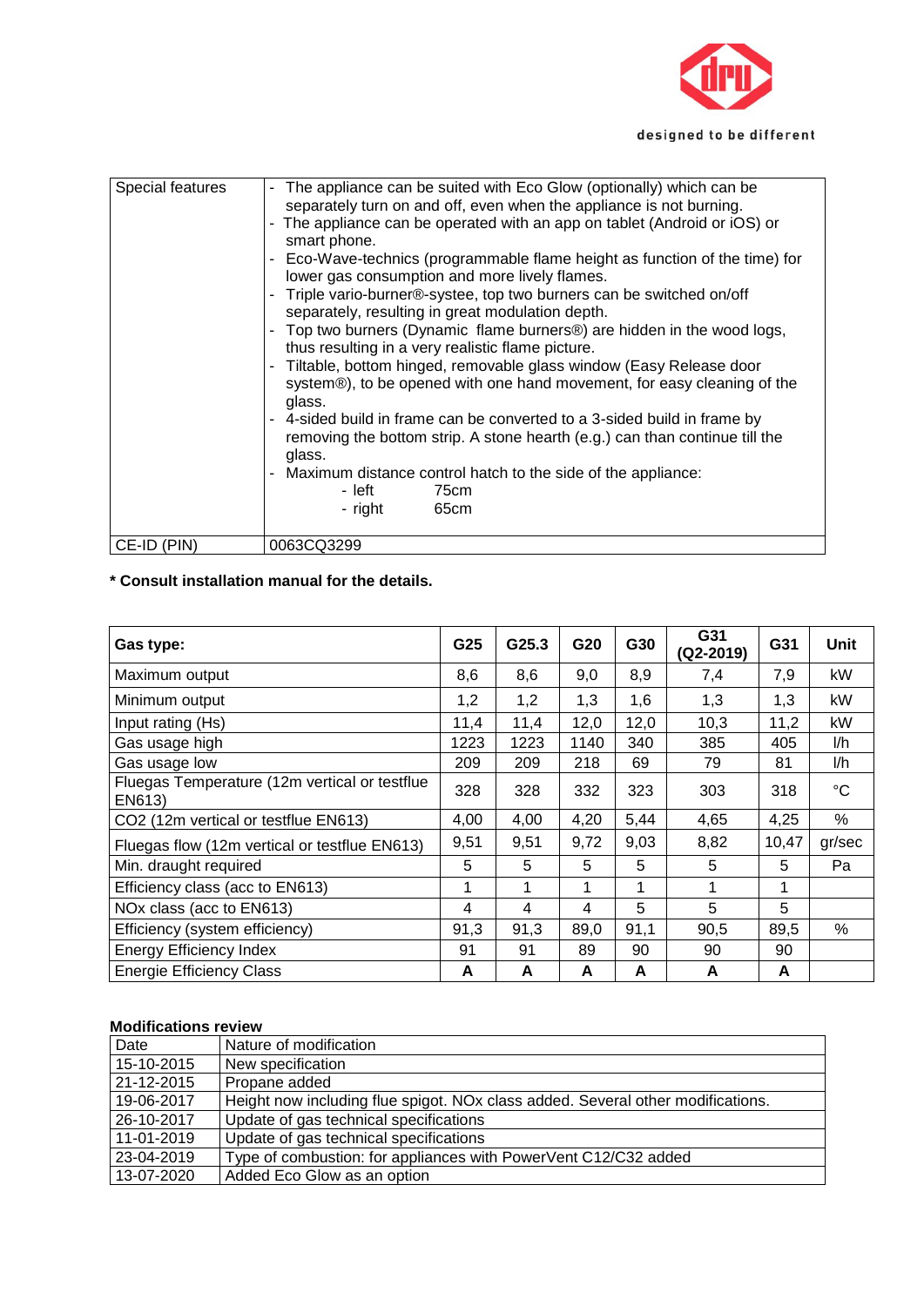| | |
|---|---|
| Special features | - The appliance can be suited with Eco Glow (optionally) which can be separately turn on and off, even when the appliance is not burning.<br>- The appliance can be operated with an app on tablet (Android or iOS) or smart phone.<br>- Eco-Wave-technics (programmable flame height as function of the time) for lower gas consumption and more lively flames.<br>- Triple vario-burner®-systee, top two burners can be switched on/off separately, resulting in great modulation depth.<br>- Top two burners (Dynamic flame burners®) are hidden in the wood logs, thus resulting in a very realistic flame picture.<br>- Tiltable, bottom hinged, removable glass window (Easy Release door system®), to be opened with one hand movement, for easy cleaning of the glass.<br>- 4-sided build in frame can be converted to a 3-sided build in frame by removing the bottom strip. A stone hearth (e.g.) can than continue till the glass.<br>- Maximum distance control hatch to the side of the appliance:<br>  - left 75cm<br>  - right 65cm |
| CE-ID (PIN) | 0063CQ3299 |

**\* Consult installation manual for the details.**

| Gas type: | G25 | G25.3 | G20 | G30 | G31 (Q2-2019) | G31 | Unit |
|---|---|---|---|---|---|---|---|
| Maximum output | 8,6 | 8,6 | 9,0 | 8,9 | 7,4 | 7,9 | kW |
| Minimum output | 1,2 | 1,2 | 1,3 | 1,6 | 1,3 | 1,3 | kW |
| Input rating (Hs) | 11,4 | 11,4 | 12,0 | 12,0 | 10,3 | 11,2 | kW |
| Gas usage high | 1223 | 1223 | 1140 | 340 | 385 | 405 | l/h |
| Gas usage low | 209 | 209 | 218 | 69 | 79 | 81 | l/h |
| Fluegas Temperature (12m vertical or testflue EN613) | 328 | 328 | 332 | 323 | 303 | 318 | °C |
| CO2 (12m vertical or testflue EN613) | 4,00 | 4,00 | 4,20 | 5,44 | 4,65 | 4,25 | % |
| Fluegas flow (12m vertical or testflue EN613) | 9,51 | 9,51 | 9,72 | 9,03 | 8,82 | 10,47 | gr/sec |
| Min. draught required | 5 | 5 | 5 | 5 | 5 | 5 | Pa |
| Efficiency class (acc to EN613) | 1 | 1 | 1 | 1 | 1 | 1 | |
| NOx class (acc to EN613) | 4 | 4 | 4 | 5 | 5 | 5 | |
| Efficiency (system efficiency) | 91,3 | 91,3 | 89,0 | 91,1 | 90,5 | 89,5 | % |
| Energy Efficiency Index | 91 | 91 | 89 | 90 | 90 | 90 | |
| Energie Efficiency Class | **A** | **A** | **A** | **A** | **A** | **A** | |

**Modifications review**

| Date | Nature of modification |
|---|---|
| 15-10-2015 | New specification |
| 21-12-2015 | Propane added |
| 19-06-2017 | Height now including flue spigot. NOx class added. Several other modifications. |
| 26-10-2017 | Update of gas technical specifications |
| 11-01-2019 | Update of gas technical specifications |
| 23-04-2019 | Type of combustion: for appliances with PowerVent C12/C32 added |
| 13-07-2020 | Added Eco Glow as an option |